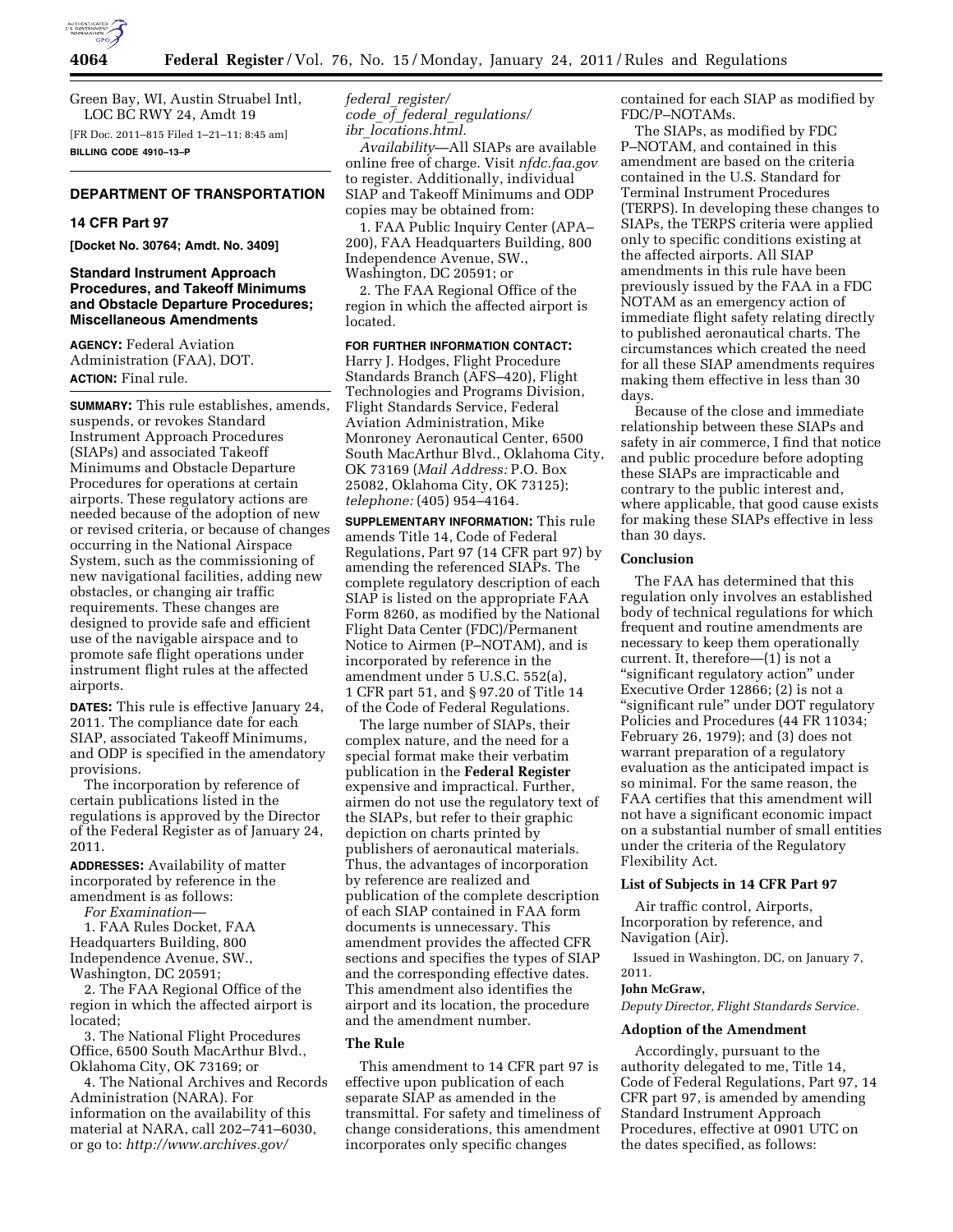Green Bay, WI, Austin Struabel Intl, LOC BC RWY 24, Amdt 19

[FR Doc. 2011–815 Filed 1–21–11; 8:45 am]

**BILLING CODE 4910–13–P**

## DEPARTMENT OF TRANSPORTATION

### 14 CFR Part 97

**[Docket No. 30764; Amdt. No. 3409]**

### Standard Instrument Approach Procedures, and Takeoff Minimums and Obstacle Departure Procedures; Miscellaneous Amendments

**AGENCY:** Federal Aviation Administration (FAA), DOT.

**ACTION:** Final rule.

**SUMMARY:** This rule establishes, amends, suspends, or revokes Standard Instrument Approach Procedures (SIAPs) and associated Takeoff Minimums and Obstacle Departure Procedures for operations at certain airports. These regulatory actions are needed because of the adoption of new or revised criteria, or because of changes occurring in the National Airspace System, such as the commissioning of new navigational facilities, adding new obstacles, or changing air traffic requirements. These changes are designed to provide safe and efficient use of the navigable airspace and to promote safe flight operations under instrument flight rules at the affected airports.

**DATES:** This rule is effective January 24, 2011. The compliance date for each SIAP, associated Takeoff Minimums, and ODP is specified in the amendatory provisions.

The incorporation by reference of certain publications listed in the regulations is approved by the Director of the Federal Register as of January 24, 2011.

**ADDRESSES:** Availability of matter incorporated by reference in the amendment is as follows:

*For Examination*—

1. FAA Rules Docket, FAA Headquarters Building, 800 Independence Avenue, SW., Washington, DC 20591;

2. The FAA Regional Office of the region in which the affected airport is located;

3. The National Flight Procedures Office, 6500 South MacArthur Blvd., Oklahoma City, OK 73169; or

4. The National Archives and Records Administration (NARA). For information on the availability of this material at NARA, call 202–741–6030, or go to: *http://www.archives.gov/federal_register/code_of_federal_regulations/ibr_locations.html.*

*Availability*—All SIAPs are available online free of charge. Visit *nfdc.faa.gov* to register. Additionally, individual SIAP and Takeoff Minimums and ODP copies may be obtained from:

1. FAA Public Inquiry Center (APA–200), FAA Headquarters Building, 800 Independence Avenue, SW., Washington, DC 20591; or

2. The FAA Regional Office of the region in which the affected airport is located.

**FOR FURTHER INFORMATION CONTACT:** Harry J. Hodges, Flight Procedure Standards Branch (AFS–420), Flight Technologies and Programs Division, Flight Standards Service, Federal Aviation Administration, Mike Monroney Aeronautical Center, 6500 South MacArthur Blvd., Oklahoma City, OK 73169 (*Mail Address:* P.O. Box 25082, Oklahoma City, OK 73125); *telephone:* (405) 954–4164.

**SUPPLEMENTARY INFORMATION:** This rule amends Title 14, Code of Federal Regulations, Part 97 (14 CFR part 97) by amending the referenced SIAPs. The complete regulatory description of each SIAP is listed on the appropriate FAA Form 8260, as modified by the National Flight Data Center (FDC)/Permanent Notice to Airmen (P–NOTAM), and is incorporated by reference in the amendment under 5 U.S.C. 552(a), 1 CFR part 51, and § 97.20 of Title 14 of the Code of Federal Regulations.

The large number of SIAPs, their complex nature, and the need for a special format make their verbatim publication in the **Federal Register** expensive and impractical. Further, airmen do not use the regulatory text of the SIAPs, but refer to their graphic depiction on charts printed by publishers of aeronautical materials. Thus, the advantages of incorporation by reference are realized and publication of the complete description of each SIAP contained in FAA form documents is unnecessary. This amendment provides the affected CFR sections and specifies the types of SIAP and the corresponding effective dates. This amendment also identifies the airport and its location, the procedure and the amendment number.

#### The Rule

This amendment to 14 CFR part 97 is effective upon publication of each separate SIAP as amended in the transmittal. For safety and timeliness of change considerations, this amendment incorporates only specific changes contained for each SIAP as modified by FDC/P–NOTAMs.

The SIAPs, as modified by FDC P–NOTAM, and contained in this amendment are based on the criteria contained in the U.S. Standard for Terminal Instrument Procedures (TERPS). In developing these changes to SIAPs, the TERPS criteria were applied only to specific conditions existing at the affected airports. All SIAP amendments in this rule have been previously issued by the FAA in a FDC NOTAM as an emergency action of immediate flight safety relating directly to published aeronautical charts. The circumstances which created the need for all these SIAP amendments requires making them effective in less than 30 days.

Because of the close and immediate relationship between these SIAPs and safety in air commerce, I find that notice and public procedure before adopting these SIAPs are impracticable and contrary to the public interest and, where applicable, that good cause exists for making these SIAPs effective in less than 30 days.

#### Conclusion

The FAA has determined that this regulation only involves an established body of technical regulations for which frequent and routine amendments are necessary to keep them operationally current. It, therefore—(1) is not a "significant regulatory action" under Executive Order 12866; (2) is not a "significant rule" under DOT regulatory Policies and Procedures (44 FR 11034; February 26, 1979); and (3) does not warrant preparation of a regulatory evaluation as the anticipated impact is so minimal. For the same reason, the FAA certifies that this amendment will not have a significant economic impact on a substantial number of small entities under the criteria of the Regulatory Flexibility Act.

#### List of Subjects in 14 CFR Part 97

Air traffic control, Airports, Incorporation by reference, and Navigation (Air).

Issued in Washington, DC, on January 7, 2011.

**John McGraw,**

*Deputy Director, Flight Standards Service.*

#### Adoption of the Amendment

Accordingly, pursuant to the authority delegated to me, Title 14, Code of Federal Regulations, Part 97, 14 CFR part 97, is amended by amending Standard Instrument Approach Procedures, effective at 0901 UTC on the dates specified, as follows: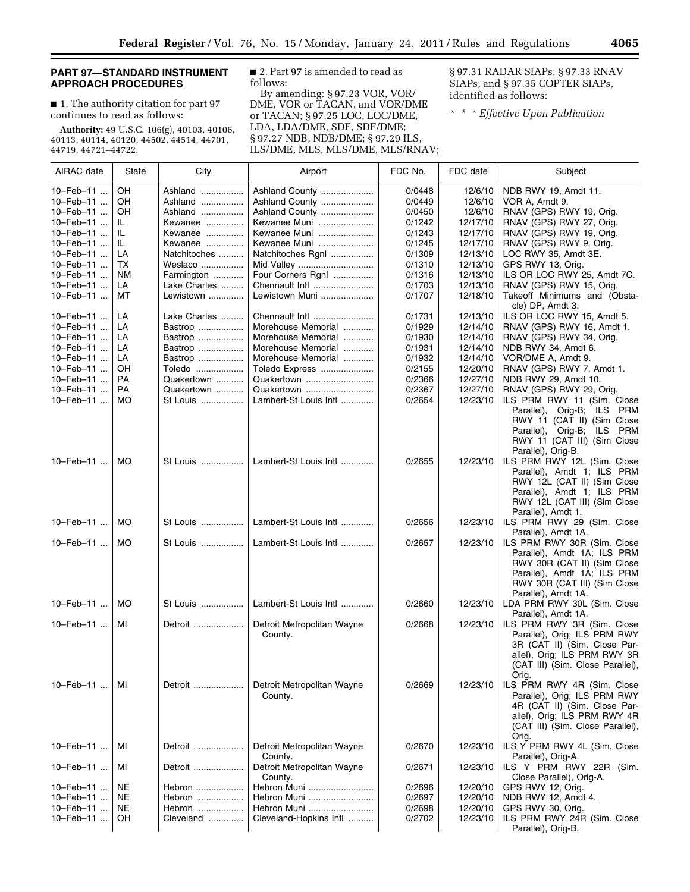## PART 97—STANDARD INSTRUMENT APPROACH PROCEDURES

■ 1. The authority citation for part 97 continues to read as follows:

**Authority:** 49 U.S.C. 106(g), 40103, 40106, 40113, 40114, 40120, 44502, 44514, 44701, 44719, 44721–44722.

■ 2. Part 97 is amended to read as follows:

By amending: § 97.23 VOR, VOR/DME, VOR or TACAN, and VOR/DME or TACAN; § 97.25 LOC, LOC/DME, LDA, LDA/DME, SDF, SDF/DME; § 97.27 NDB, NDB/DME; § 97.29 ILS, ILS/DME, MLS, MLS/DME, MLS/RNAV; § 97.31 RADAR SIAPs; § 97.33 RNAV SIAPs; and § 97.35 COPTER SIAPs, identified as follows:

*\* \* \* Effective Upon Publication*

| AIRAC date | State | City | Airport | FDC No. | FDC date | Subject |
|---|---|---|---|---|---|---|
| 10–Feb–11 | OH | Ashland | Ashland County | 0/0448 | 12/6/10 | NDB RWY 19, Amdt 11. |
| 10–Feb–11 | OH | Ashland | Ashland County | 0/0449 | 12/6/10 | VOR A, Amdt 9. |
| 10–Feb–11 | OH | Ashland | Ashland County | 0/0450 | 12/6/10 | RNAV (GPS) RWY 19, Orig. |
| 10–Feb–11 | IL | Kewanee | Kewanee Muni | 0/1242 | 12/17/10 | RNAV (GPS) RWY 27, Orig. |
| 10–Feb–11 | IL | Kewanee | Kewanee Muni | 0/1243 | 12/17/10 | RNAV (GPS) RWY 19, Orig. |
| 10–Feb–11 | IL | Kewanee | Kewanee Muni | 0/1245 | 12/17/10 | RNAV (GPS) RWY 9, Orig. |
| 10–Feb–11 | LA | Natchitoches | Natchitoches Rgnl | 0/1309 | 12/13/10 | LOC RWY 35, Amdt 3E. |
| 10–Feb–11 | TX | Weslaco | Mid Valley | 0/1310 | 12/13/10 | GPS RWY 13, Orig. |
| 10–Feb–11 | NM | Farmington | Four Corners Rgnl | 0/1316 | 12/13/10 | ILS OR LOC RWY 25, Amdt 7C. |
| 10–Feb–11 | LA | Lake Charles | Chennault Intl | 0/1703 | 12/13/10 | RNAV (GPS) RWY 15, Orig. |
| 10–Feb–11 | MT | Lewistown | Lewistown Muni | 0/1707 | 12/18/10 | Takeoff Minimums and (Obstacle) DP, Amdt 3. |
| 10–Feb–11 | LA | Lake Charles | Chennault Intl | 0/1731 | 12/13/10 | ILS OR LOC RWY 15, Amdt 5. |
| 10–Feb–11 | LA | Bastrop | Morehouse Memorial | 0/1929 | 12/14/10 | RNAV (GPS) RWY 16, Amdt 1. |
| 10–Feb–11 | LA | Bastrop | Morehouse Memorial | 0/1930 | 12/14/10 | RNAV (GPS) RWY 34, Orig. |
| 10–Feb–11 | LA | Bastrop | Morehouse Memorial | 0/1931 | 12/14/10 | NDB RWY 34, Amdt 6. |
| 10–Feb–11 | LA | Bastrop | Morehouse Memorial | 0/1932 | 12/14/10 | VOR/DME A, Amdt 9. |
| 10–Feb–11 | OH | Toledo | Toledo Express | 0/2155 | 12/20/10 | RNAV (GPS) RWY 7, Amdt 1. |
| 10–Feb–11 | PA | Quakertown | Quakertown | 0/2366 | 12/27/10 | NDB RWY 29, Amdt 10. |
| 10–Feb–11 | PA | Quakertown | Quakertown | 0/2367 | 12/27/10 | RNAV (GPS) RWY 29, Orig. |
| 10–Feb–11 | MO | St Louis | Lambert-St Louis Intl | 0/2654 | 12/23/10 | ILS PRM RWY 11 (Sim. Close Parallel), Orig-B; ILS PRM RWY 11 (CAT II) (Sim Close Parallel), Orig-B; ILS PRM RWY 11 (CAT III) (Sim Close Parallel), Orig-B. |
| 10–Feb–11 | MO | St Louis | Lambert-St Louis Intl | 0/2655 | 12/23/10 | ILS PRM RWY 12L (Sim. Close Parallel), Amdt 1; ILS PRM RWY 12L (CAT II) (Sim Close Parallel), Amdt 1; ILS PRM RWY 12L (CAT III) (Sim Close Parallel), Amdt 1. |
| 10–Feb–11 | MO | St Louis | Lambert-St Louis Intl | 0/2656 | 12/23/10 | ILS PRM RWY 29 (Sim. Close Parallel), Amdt 1A. |
| 10–Feb–11 | MO | St Louis | Lambert-St Louis Intl | 0/2657 | 12/23/10 | ILS PRM RWY 30R (Sim. Close Parallel), Amdt 1A; ILS PRM RWY 30R (CAT II) (Sim Close Parallel), Amdt 1A; ILS PRM RWY 30R (CAT III) (Sim Close Parallel), Amdt 1A. |
| 10–Feb–11 | MO | St Louis | Lambert-St Louis Intl | 0/2660 | 12/23/10 | LDA PRM RWY 30L (Sim. Close Parallel), Amdt 1A. |
| 10–Feb–11 | MI | Detroit | Detroit Metropolitan Wayne County. | 0/2668 | 12/23/10 | ILS PRM RWY 3R (Sim. Close Parallel), Orig; ILS PRM RWY 3R (CAT II) (Sim. Close Parallel), Orig; ILS PRM RWY 3R (CAT III) (Sim. Close Parallel), Orig. |
| 10–Feb–11 | MI | Detroit | Detroit Metropolitan Wayne County. | 0/2669 | 12/23/10 | ILS PRM RWY 4R (Sim. Close Parallel), Orig; ILS PRM RWY 4R (CAT II) (Sim. Close Parallel), Orig; ILS PRM RWY 4R (CAT III) (Sim. Close Parallel), Orig. |
| 10–Feb–11 | MI | Detroit | Detroit Metropolitan Wayne County. | 0/2670 | 12/23/10 | ILS Y PRM RWY 4L (Sim. Close Parallel), Orig-A. |
| 10–Feb–11 | MI | Detroit | Detroit Metropolitan Wayne County. | 0/2671 | 12/23/10 | ILS Y PRM RWY 22R (Sim. Close Parallel), Orig-A. |
| 10–Feb–11 | NE | Hebron | Hebron Muni | 0/2696 | 12/20/10 | GPS RWY 12, Orig. |
| 10–Feb–11 | NE | Hebron | Hebron Muni | 0/2697 | 12/20/10 | NDB RWY 12, Amdt 4. |
| 10–Feb–11 | NE | Hebron | Hebron Muni | 0/2698 | 12/20/10 | GPS RWY 30, Orig. |
| 10–Feb–11 | OH | Cleveland | Cleveland-Hopkins Intl | 0/2702 | 12/23/10 | ILS PRM RWY 24R (Sim. Close Parallel), Orig-B. |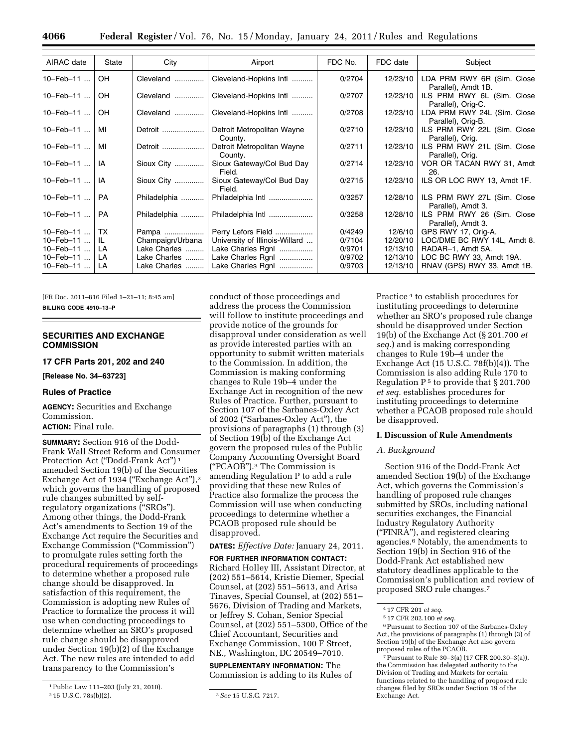| AIRAC date | State | City | Airport | FDC No. | FDC date | Subject |
|---|---|---|---|---|---|---|
| 10–Feb–11 ... | OH | Cleveland .............. | Cleveland-Hopkins Intl .......... | 0/2704 | 12/23/10 | LDA PRM RWY 6R (Sim. Close Parallel), Amdt 1B. |
| 10–Feb–11 ... | OH | Cleveland .............. | Cleveland-Hopkins Intl .......... | 0/2707 | 12/23/10 | ILS PRM RWY 6L (Sim. Close Parallel), Orig-C. |
| 10–Feb–11 ... | OH | Cleveland .............. | Cleveland-Hopkins Intl .......... | 0/2708 | 12/23/10 | LDA PRM RWY 24L (Sim. Close Parallel), Orig-B. |
| 10–Feb–11 ... | MI | Detroit .................... | Detroit Metropolitan Wayne County. | 0/2710 | 12/23/10 | ILS PRM RWY 22L (Sim. Close Parallel), Orig. |
| 10–Feb–11 ... | MI | Detroit .................... | Detroit Metropolitan Wayne County. | 0/2711 | 12/23/10 | ILS PRM RWY 21L (Sim. Close Parallel), Orig. |
| 10–Feb–11 ... | IA | Sioux City .............. | Sioux Gateway/Col Bud Day Field. | 0/2714 | 12/23/10 | VOR OR TACAN RWY 31, Amdt 26. |
| 10–Feb–11 ... | IA | Sioux City .............. | Sioux Gateway/Col Bud Day Field. | 0/2715 | 12/23/10 | ILS OR LOC RWY 13, Amdt 1F. |
| 10–Feb–11 ... | PA | Philadelphia ........... | Philadelphia Intl ..................... | 0/3257 | 12/28/10 | ILS PRM RWY 27L (Sim. Close Parallel), Amdt 3. |
| 10–Feb–11 ... | PA | Philadelphia ........... | Philadelphia Intl ..................... | 0/3258 | 12/28/10 | ILS PRM RWY 26 (Sim. Close Parallel), Amdt 3. |
| 10–Feb–11 ... | TX | Pampa .................. | Perry Lefors Field .................. | 0/4249 | 12/6/10 | GPS RWY 17, Orig-A. |
| 10–Feb–11 ... | IL | Champaign/Urbana | University of Illinois-Willard ... | 0/7104 | 12/20/10 | LOC/DME BC RWY 14L, Amdt 8. |
| 10–Feb–11 ... | LA | Lake Charles ......... | Lake Charles Rgnl ................ | 0/9701 | 12/13/10 | RADAR–1, Amdt 5A. |
| 10–Feb–11 ... | LA | Lake Charles ......... | Lake Charles Rgnl ................ | 0/9702 | 12/13/10 | LOC BC RWY 33, Amdt 19A. |
| 10–Feb–11 ... | LA | Lake Charles ......... | Lake Charles Rgnl ................ | 0/9703 | 12/13/10 | RNAV (GPS) RWY 33, Amdt 1B. |

[FR Doc. 2011–816 Filed 1–21–11; 8:45 am]

**BILLING CODE 4910–13–P**

## SECURITIES AND EXCHANGE COMMISSION

### 17 CFR Parts 201, 202 and 240

**[Release No. 34–63723]**

### Rules of Practice

**AGENCY:** Securities and Exchange Commission.

**ACTION:** Final rule.

**SUMMARY:** Section 916 of the Dodd-Frank Wall Street Reform and Consumer Protection Act ("Dodd-Frank Act") [1] amended Section 19(b) of the Securities Exchange Act of 1934 ("Exchange Act"),[2] which governs the handling of proposed rule changes submitted by self-regulatory organizations ("SROs"). Among other things, the Dodd-Frank Act's amendments to Section 19 of the Exchange Act require the Securities and Exchange Commission ("Commission") to promulgate rules setting forth the procedural requirements of proceedings to determine whether a proposed rule change should be disapproved. In satisfaction of this requirement, the Commission is adopting new Rules of Practice to formalize the process it will use when conducting proceedings to determine whether an SRO's proposed rule change should be disapproved under Section 19(b)(2) of the Exchange Act. The new rules are intended to add transparency to the Commission's conduct of those proceedings and address the process the Commission will follow to institute proceedings and provide notice of the grounds for disapproval under consideration as well as provide interested parties with an opportunity to submit written materials to the Commission. In addition, the Commission is making conforming changes to Rule 19b–4 under the Exchange Act in recognition of the new Rules of Practice. Further, pursuant to Section 107 of the Sarbanes-Oxley Act of 2002 ("Sarbanes-Oxley Act"), the provisions of paragraphs (1) through (3) of Section 19(b) of the Exchange Act govern the proposed rules of the Public Company Accounting Oversight Board ("PCAOB").[3] The Commission is amending Regulation P to add a rule providing that these new Rules of Practice also formalize the process the Commission will use when conducting proceedings to determine whether a PCAOB proposed rule should be disapproved.

**DATES:** *Effective Date:* January 24, 2011.

**FOR FURTHER INFORMATION CONTACT:** Richard Holley III, Assistant Director, at (202) 551–5614, Kristie Diemer, Special Counsel, at (202) 551–5613, and Arisa Tinaves, Special Counsel, at (202) 551–5676, Division of Trading and Markets, or Jeffrey S. Cohan, Senior Special Counsel, at (202) 551–5300, Office of the Chief Accountant, Securities and Exchange Commission, 100 F Street, NE., Washington, DC 20549–7010.

**SUPPLEMENTARY INFORMATION:** The Commission is adding to its Rules of Practice [4] to establish procedures for instituting proceedings to determine whether an SRO's proposed rule change should be disapproved under Section 19(b) of the Exchange Act (§ 201.700 *et seq.*) and is making corresponding changes to Rule 19b–4 under the Exchange Act (15 U.S.C. 78f(b)(4)). The Commission is also adding Rule 170 to Regulation P [5] to provide that § 201.700 *et seq.* establishes procedures for instituting proceedings to determine whether a PCAOB proposed rule should be disapproved.

#### I. Discussion of Rule Amendments

##### *A. Background*

Section 916 of the Dodd-Frank Act amended Section 19(b) of the Exchange Act, which governs the Commission's handling of proposed rule changes submitted by SROs, including national securities exchanges, the Financial Industry Regulatory Authority ("FINRA"), and registered clearing agencies.[6] Notably, the amendments to Section 19(b) in Section 916 of the Dodd-Frank Act established new statutory deadlines applicable to the Commission's publication and review of proposed SRO rule changes.[7]

[1] Public Law 111–203 (July 21, 2010).

[2] 15 U.S.C. 78s(b)(2).

[3] *See* 15 U.S.C. 7217.

[4] 17 CFR 201 *et seq.*

[5] 17 CFR 202.100 *et seq.*

[6] Pursuant to Section 107 of the Sarbanes-Oxley Act, the provisions of paragraphs (1) through (3) of Section 19(b) of the Exchange Act also govern proposed rules of the PCAOB.

[7] Pursuant to Rule 30–3(a) (17 CFR 200.30–3(a)), the Commission has delegated authority to the Division of Trading and Markets for certain functions related to the handling of proposed rule changes filed by SROs under Section 19 of the Exchange Act.